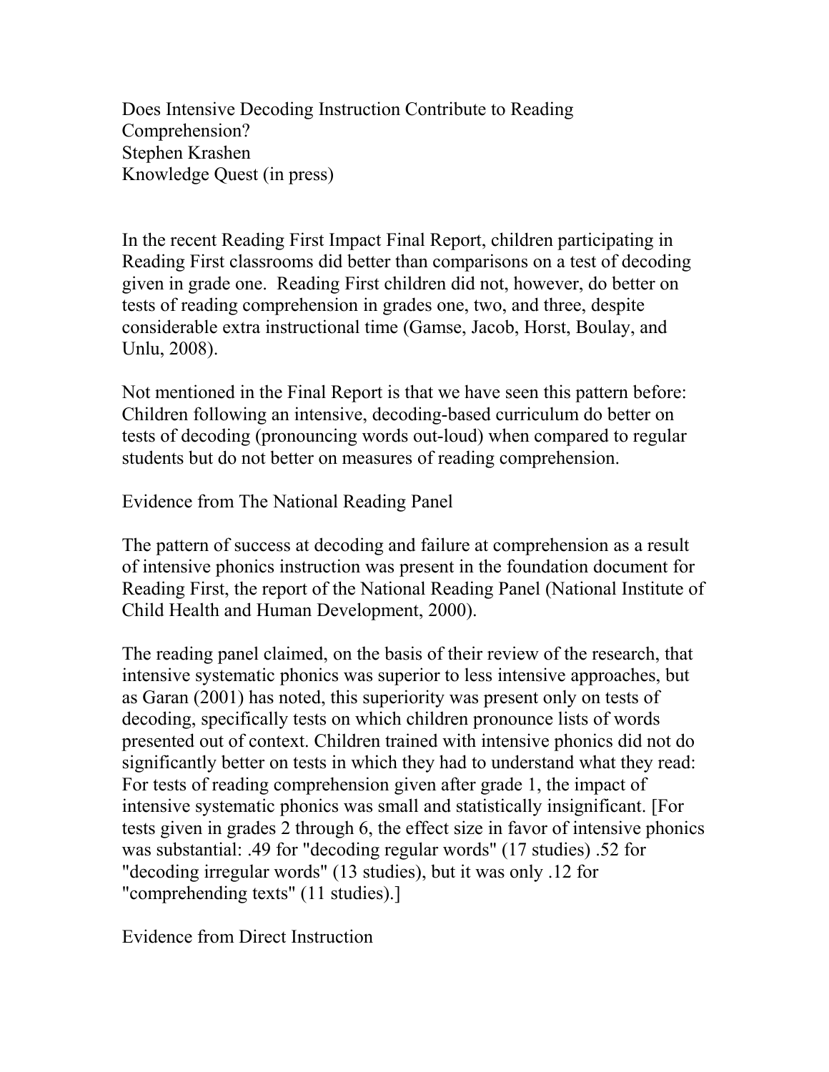# Does Intensive Decoding Instruction Contribute to Reading Comprehension?

Stephen Krashen

Knowledge Quest (in press)

In the recent Reading First Impact Final Report, children participating in Reading First classrooms did better than comparisons on a test of decoding given in grade one. Reading First children did not, however, do better on tests of reading comprehension in grades one, two, and three, despite considerable extra instructional time (Gamse, Jacob, Horst, Boulay, and Unlu, 2008).

Not mentioned in the Final Report is that we have seen this pattern before: Children following an intensive, decoding-based curriculum do better on tests of decoding (pronouncing words out-loud) when compared to regular students but do not better on measures of reading comprehension.

## Evidence from The National Reading Panel

The pattern of success at decoding and failure at comprehension as a result of intensive phonics instruction was present in the foundation document for Reading First, the report of the National Reading Panel (National Institute of Child Health and Human Development, 2000).

The reading panel claimed, on the basis of their review of the research, that intensive systematic phonics was superior to less intensive approaches, but as Garan (2001) has noted, this superiority was present only on tests of decoding, specifically tests on which children pronounce lists of words presented out of context. Children trained with intensive phonics did not do significantly better on tests in which they had to understand what they read: For tests of reading comprehension given after grade 1, the impact of intensive systematic phonics was small and statistically insignificant. [For tests given in grades 2 through 6, the effect size in favor of intensive phonics was substantial: .49 for "decoding regular words" (17 studies) .52 for "decoding irregular words" (13 studies), but it was only .12 for "comprehending texts" (11 studies).]

## Evidence from Direct Instruction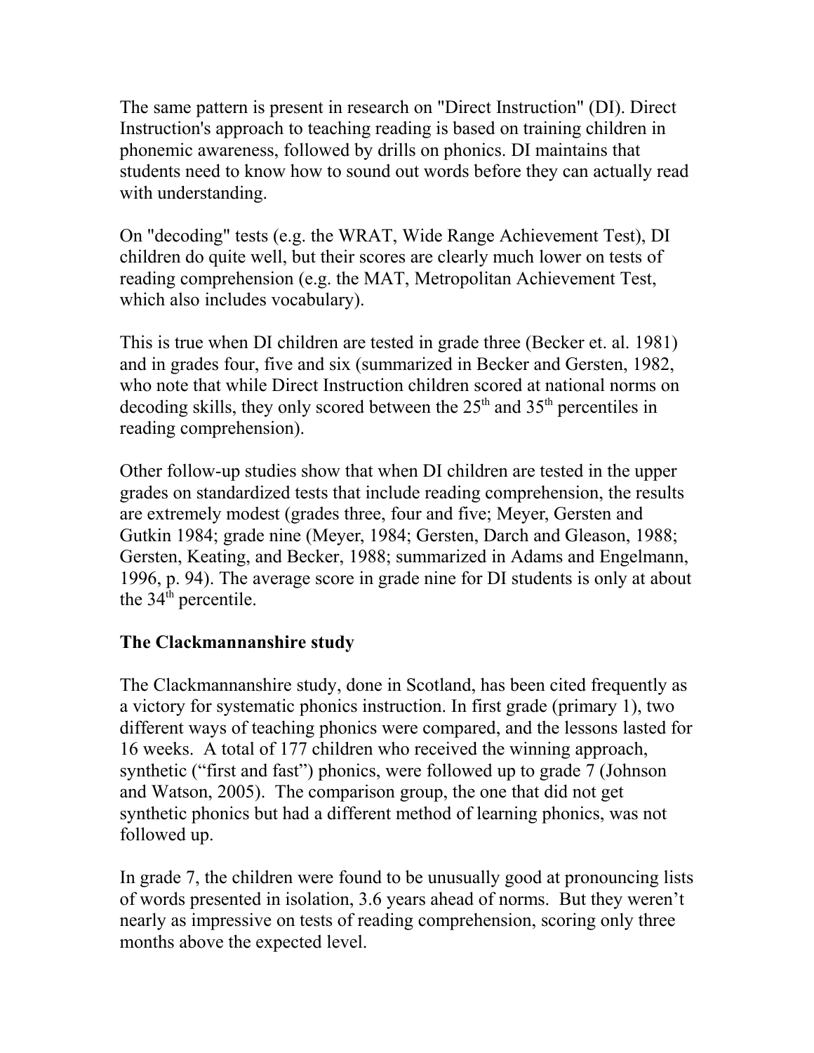The same pattern is present in research on "Direct Instruction" (DI). Direct Instruction's approach to teaching reading is based on training children in phonemic awareness, followed by drills on phonics. DI maintains that students need to know how to sound out words before they can actually read with understanding.

On "decoding" tests (e.g. the WRAT, Wide Range Achievement Test), DI children do quite well, but their scores are clearly much lower on tests of reading comprehension (e.g. the MAT, Metropolitan Achievement Test, which also includes vocabulary).

This is true when DI children are tested in grade three (Becker et. al. 1981) and in grades four, five and six (summarized in Becker and Gersten, 1982, who note that while Direct Instruction children scored at national norms on decoding skills, they only scored between the 25th and 35th percentiles in reading comprehension).

Other follow-up studies show that when DI children are tested in the upper grades on standardized tests that include reading comprehension, the results are extremely modest (grades three, four and five; Meyer, Gersten and Gutkin 1984; grade nine (Meyer, 1984; Gersten, Darch and Gleason, 1988; Gersten, Keating, and Becker, 1988; summarized in Adams and Engelmann, 1996, p. 94). The average score in grade nine for DI students is only at about the 34th percentile.

**The Clackmannanshire study**

The Clackmannanshire study, done in Scotland, has been cited frequently as a victory for systematic phonics instruction. In first grade (primary 1), two different ways of teaching phonics were compared, and the lessons lasted for 16 weeks. A total of 177 children who received the winning approach, synthetic ("first and fast") phonics, were followed up to grade 7 (Johnson and Watson, 2005). The comparison group, the one that did not get synthetic phonics but had a different method of learning phonics, was not followed up.

In grade 7, the children were found to be unusually good at pronouncing lists of words presented in isolation, 3.6 years ahead of norms. But they weren't nearly as impressive on tests of reading comprehension, scoring only three months above the expected level.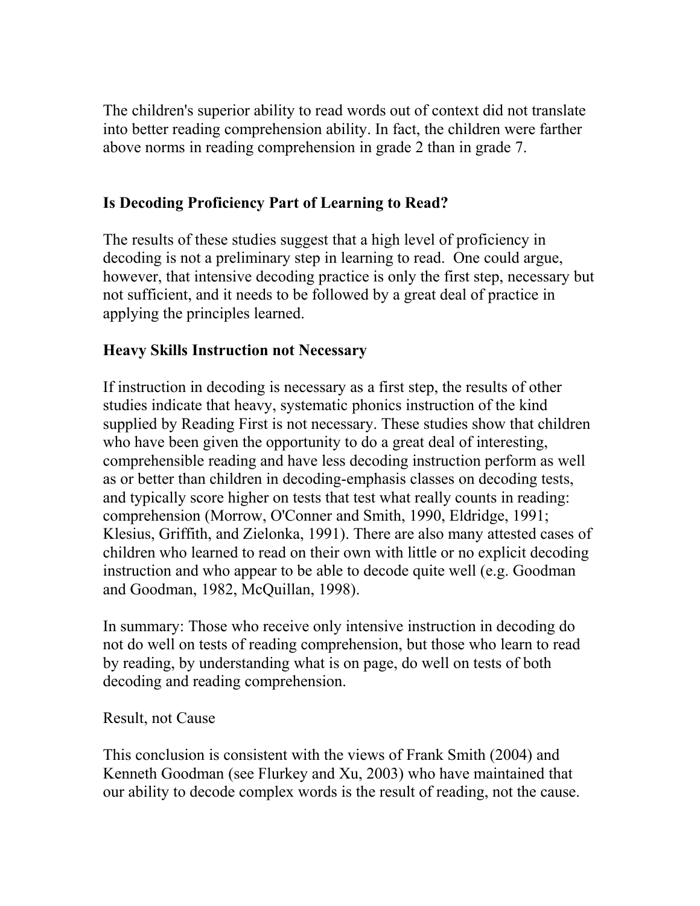The children's superior ability to read words out of context did not translate into better reading comprehension ability. In fact, the children were farther above norms in reading comprehension in grade 2 than in grade 7.

**Is Decoding Proficiency Part of Learning to Read?**

The results of these studies suggest that a high level of proficiency in decoding is not a preliminary step in learning to read. One could argue, however, that intensive decoding practice is only the first step, necessary but not sufficient, and it needs to be followed by a great deal of practice in applying the principles learned.

**Heavy Skills Instruction not Necessary**

If instruction in decoding is necessary as a first step, the results of other studies indicate that heavy, systematic phonics instruction of the kind supplied by Reading First is not necessary. These studies show that children who have been given the opportunity to do a great deal of interesting, comprehensible reading and have less decoding instruction perform as well as or better than children in decoding-emphasis classes on decoding tests, and typically score higher on tests that test what really counts in reading: comprehension (Morrow, O'Conner and Smith, 1990, Eldridge, 1991; Klesius, Griffith, and Zielonka, 1991). There are also many attested cases of children who learned to read on their own with little or no explicit decoding instruction and who appear to be able to decode quite well (e.g. Goodman and Goodman, 1982, McQuillan, 1998).

In summary: Those who receive only intensive instruction in decoding do not do well on tests of reading comprehension, but those who learn to read by reading, by understanding what is on page, do well on tests of both decoding and reading comprehension.

Result, not Cause

This conclusion is consistent with the views of Frank Smith (2004) and Kenneth Goodman (see Flurkey and Xu, 2003) who have maintained that our ability to decode complex words is the result of reading, not the cause.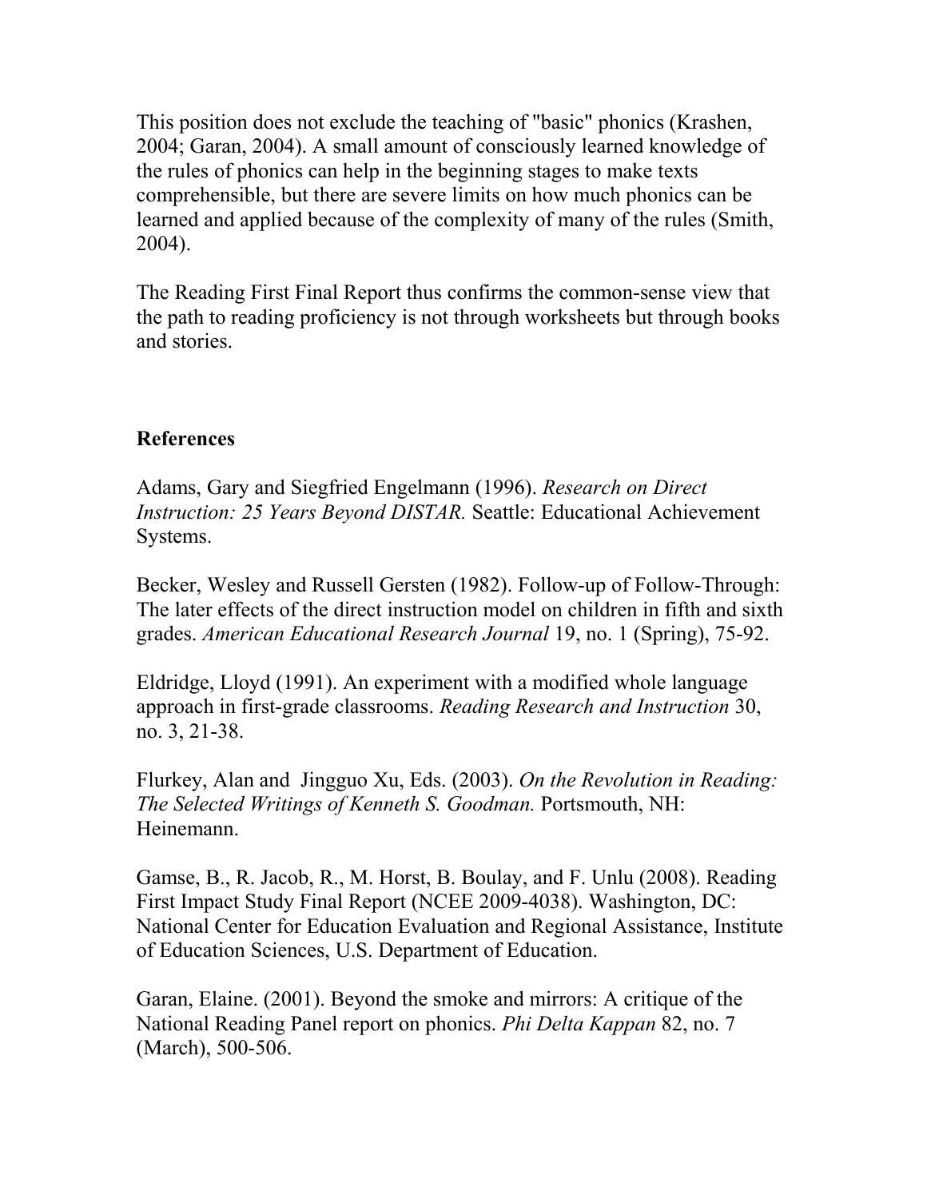This position does not exclude the teaching of "basic" phonics (Krashen, 2004; Garan, 2004). A small amount of consciously learned knowledge of the rules of phonics can help in the beginning stages to make texts comprehensible, but there are severe limits on how much phonics can be learned and applied because of the complexity of many of the rules (Smith, 2004).

The Reading First Final Report thus confirms the common-sense view that the path to reading proficiency is not through worksheets but through books and stories.

**References**

Adams, Gary and Siegfried Engelmann (1996). *Research on Direct Instruction: 25 Years Beyond DISTAR.* Seattle: Educational Achievement Systems.

Becker, Wesley and Russell Gersten (1982). Follow-up of Follow-Through: The later effects of the direct instruction model on children in fifth and sixth grades. *American Educational Research Journal* 19, no. 1 (Spring), 75-92.

Eldridge, Lloyd (1991). An experiment with a modified whole language approach in first-grade classrooms. *Reading Research and Instruction* 30, no. 3, 21-38.

Flurkey, Alan and Jingguo Xu, Eds. (2003). *On the Revolution in Reading: The Selected Writings of Kenneth S. Goodman.* Portsmouth, NH: Heinemann.

Gamse, B., R. Jacob, R., M. Horst, B. Boulay, and F. Unlu (2008). Reading First Impact Study Final Report (NCEE 2009-4038). Washington, DC: National Center for Education Evaluation and Regional Assistance, Institute of Education Sciences, U.S. Department of Education.

Garan, Elaine. (2001). Beyond the smoke and mirrors: A critique of the National Reading Panel report on phonics. *Phi Delta Kappan* 82, no. 7 (March), 500-506.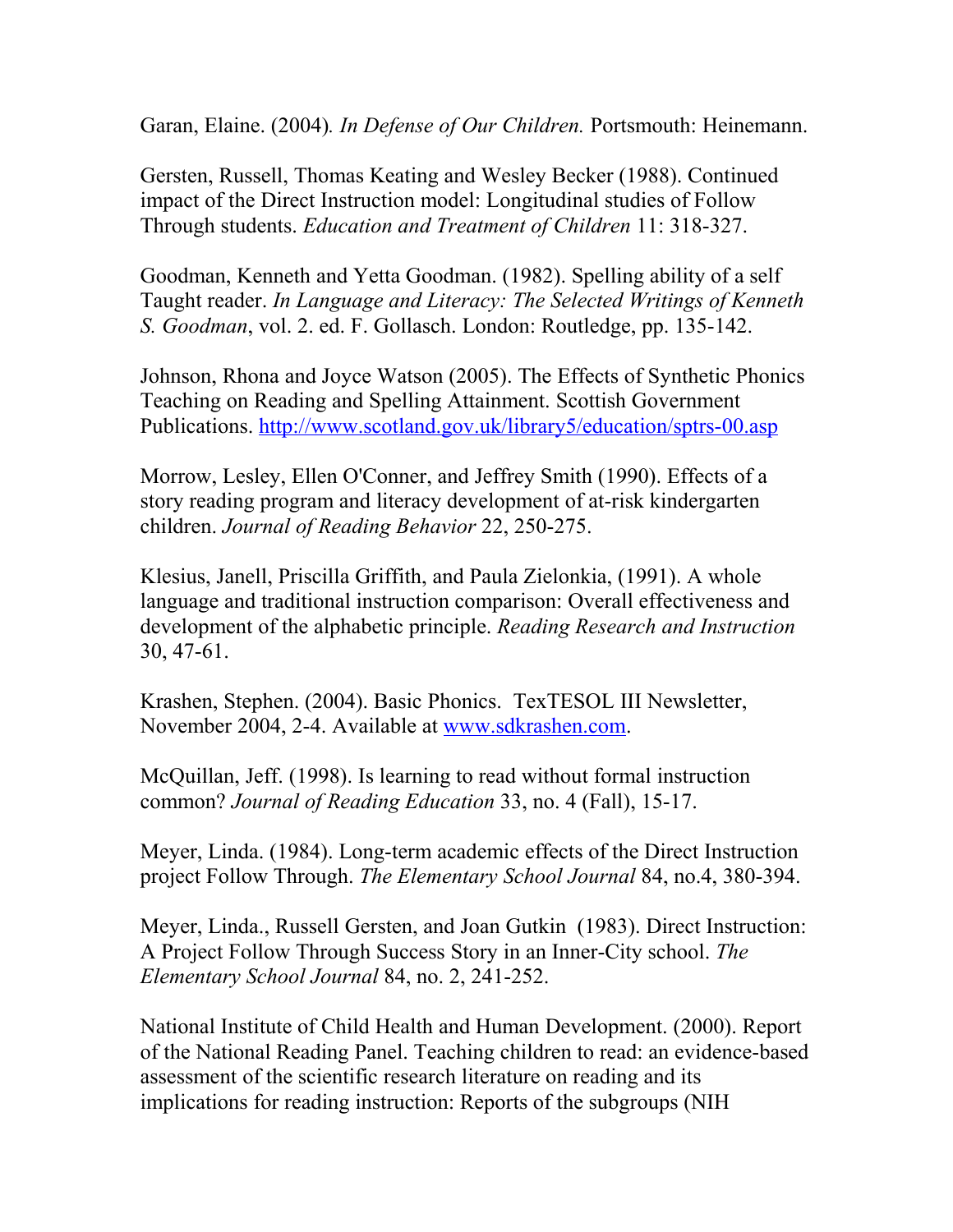Garan, Elaine. (2004). *In Defense of Our Children.* Portsmouth: Heinemann.

Gersten, Russell, Thomas Keating and Wesley Becker (1988). Continued impact of the Direct Instruction model: Longitudinal studies of Follow Through students. *Education and Treatment of Children* 11: 318-327.

Goodman, Kenneth and Yetta Goodman. (1982). Spelling ability of a self Taught reader. *In Language and Literacy: The Selected Writings of Kenneth S. Goodman*, vol. 2. ed. F. Gollasch. London: Routledge, pp. 135-142.

Johnson, Rhona and Joyce Watson (2005). The Effects of Synthetic Phonics Teaching on Reading and Spelling Attainment. Scottish Government Publications. [http://www.scotland.gov.uk/library5/education/sptrs-00.asp](http://www.scotland.gov.uk/library5/education/sptrs-00.asp)

Morrow, Lesley, Ellen O'Conner, and Jeffrey Smith (1990). Effects of a story reading program and literacy development of at-risk kindergarten children. *Journal of Reading Behavior* 22, 250-275.

Klesius, Janell, Priscilla Griffith, and Paula Zielonkia, (1991). A whole language and traditional instruction comparison: Overall effectiveness and development of the alphabetic principle. *Reading Research and Instruction* 30, 47-61.

Krashen, Stephen. (2004). Basic Phonics. TexTESOL III Newsletter, November 2004, 2-4. Available at [www.sdkrashen.com](www.sdkrashen.com).

McQuillan, Jeff. (1998). Is learning to read without formal instruction common? *Journal of Reading Education* 33, no. 4 (Fall), 15-17.

Meyer, Linda. (1984). Long-term academic effects of the Direct Instruction project Follow Through. *The Elementary School Journal* 84, no.4, 380-394.

Meyer, Linda., Russell Gersten, and Joan Gutkin (1983). Direct Instruction: A Project Follow Through Success Story in an Inner-City school. *The Elementary School Journal* 84, no. 2, 241-252.

National Institute of Child Health and Human Development. (2000). Report of the National Reading Panel. Teaching children to read: an evidence-based assessment of the scientific research literature on reading and its implications for reading instruction: Reports of the subgroups (NIH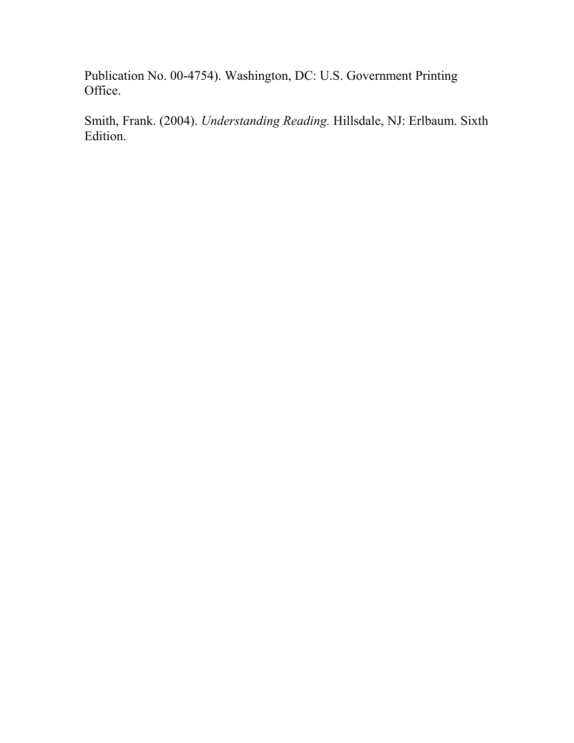Publication No. 00-4754). Washington, DC: U.S. Government Printing Office.

Smith, Frank. (2004). *Understanding Reading.* Hillsdale, NJ: Erlbaum. Sixth Edition.